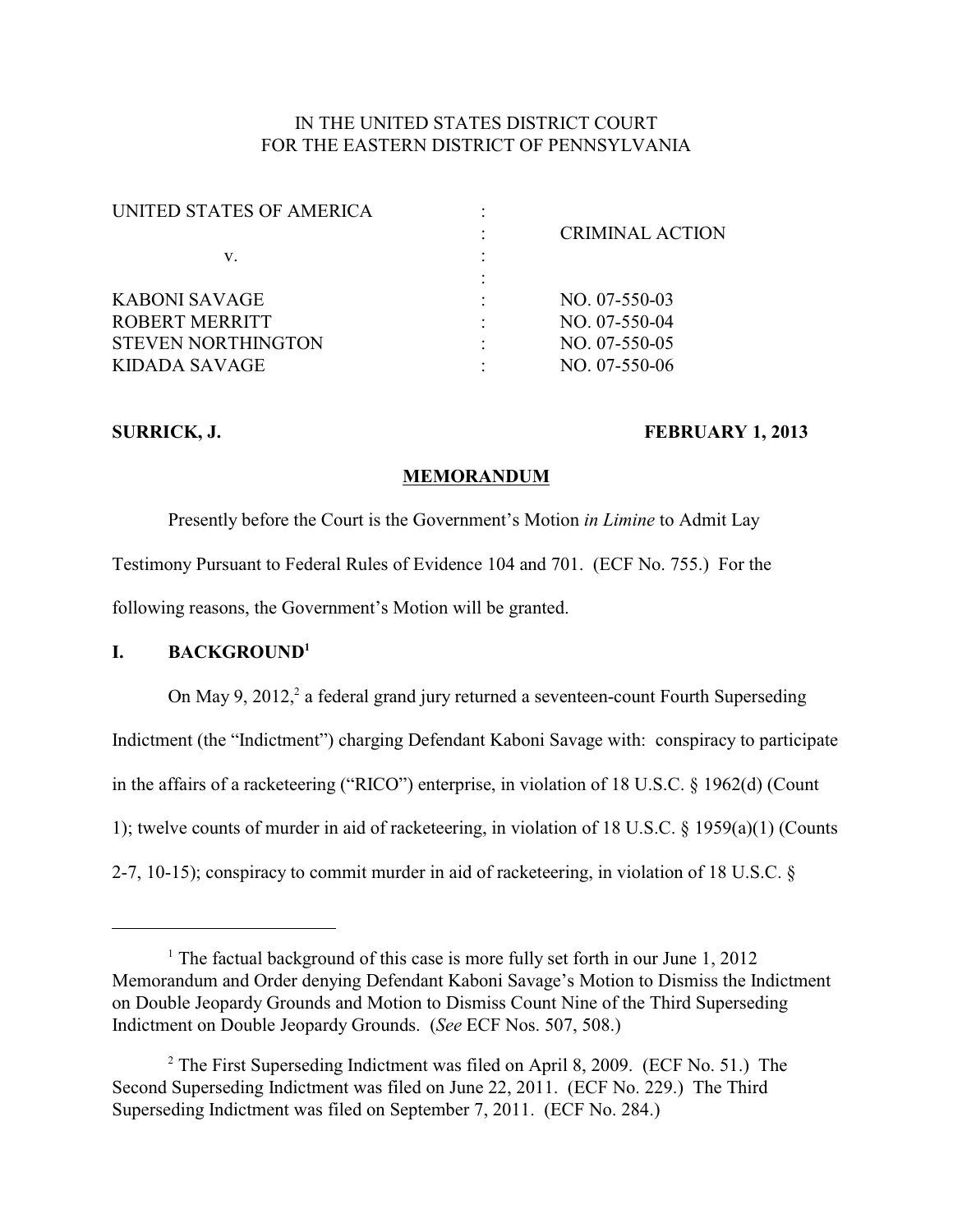IN THE UNITED STATES DISTRICT COURT
FOR THE EASTERN DISTRICT OF PENNSYLVANIA

| | | |
|---|---|---|
| UNITED STATES OF AMERICA | : | |
| | : | CRIMINAL ACTION |
| v. | : | |
| | : | |
| KABONI SAVAGE | : | NO. 07-550-03 |
| ROBERT MERRITT | : | NO. 07-550-04 |
| STEVEN NORTHINGTON | : | NO. 07-550-05 |
| KIDADA SAVAGE | : | NO. 07-550-06 |

**SURRICK, J.** **FEBRUARY 1, 2013**

**MEMORANDUM**

Presently before the Court is the Government's Motion *in Limine* to Admit Lay Testimony Pursuant to Federal Rules of Evidence 104 and 701. (ECF No. 755.) For the following reasons, the Government's Motion will be granted.

## I. BACKGROUND[1]

On May 9, 2012,[2] a federal grand jury returned a seventeen-count Fourth Superseding Indictment (the "Indictment") charging Defendant Kaboni Savage with: conspiracy to participate in the affairs of a racketeering ("RICO") enterprise, in violation of 18 U.S.C. § 1962(d) (Count 1); twelve counts of murder in aid of racketeering, in violation of 18 U.S.C. § 1959(a)(1) (Counts 2-7, 10-15); conspiracy to commit murder in aid of racketeering, in violation of 18 U.S.C. §

---

[1] The factual background of this case is more fully set forth in our June 1, 2012 Memorandum and Order denying Defendant Kaboni Savage's Motion to Dismiss the Indictment on Double Jeopardy Grounds and Motion to Dismiss Count Nine of the Third Superseding Indictment on Double Jeopardy Grounds. (*See* ECF Nos. 507, 508.)

[2] The First Superseding Indictment was filed on April 8, 2009. (ECF No. 51.) The Second Superseding Indictment was filed on June 22, 2011. (ECF No. 229.) The Third Superseding Indictment was filed on September 7, 2011. (ECF No. 284.)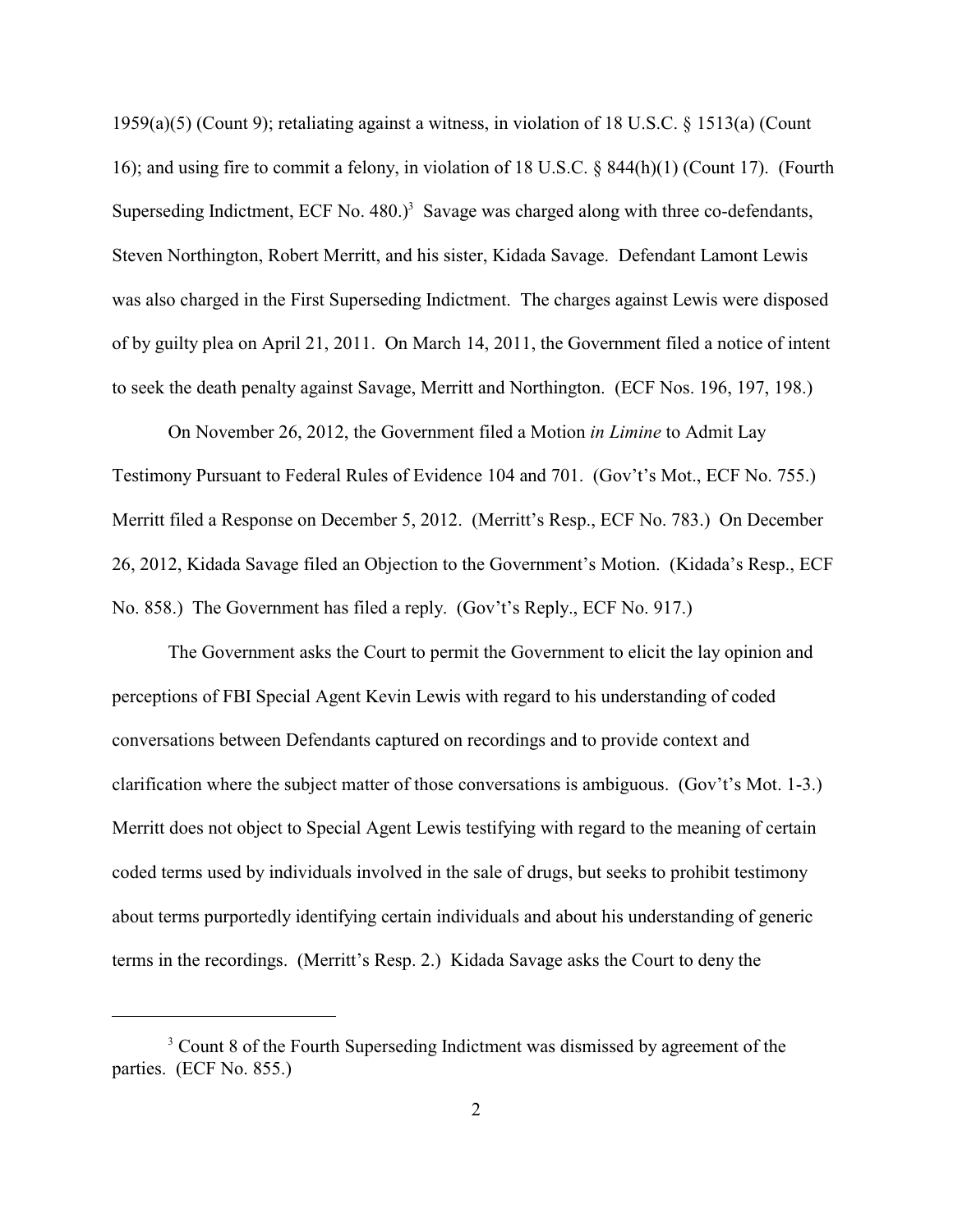1959(a)(5) (Count 9); retaliating against a witness, in violation of 18 U.S.C. § 1513(a) (Count 16); and using fire to commit a felony, in violation of 18 U.S.C. § 844(h)(1) (Count 17). (Fourth Superseding Indictment, ECF No. 480.)[3] Savage was charged along with three co-defendants, Steven Northington, Robert Merritt, and his sister, Kidada Savage. Defendant Lamont Lewis was also charged in the First Superseding Indictment. The charges against Lewis were disposed of by guilty plea on April 21, 2011. On March 14, 2011, the Government filed a notice of intent to seek the death penalty against Savage, Merritt and Northington. (ECF Nos. 196, 197, 198.)

On November 26, 2012, the Government filed a Motion *in Limine* to Admit Lay Testimony Pursuant to Federal Rules of Evidence 104 and 701. (Gov't's Mot., ECF No. 755.) Merritt filed a Response on December 5, 2012. (Merritt's Resp., ECF No. 783.) On December 26, 2012, Kidada Savage filed an Objection to the Government's Motion. (Kidada's Resp., ECF No. 858.) The Government has filed a reply. (Gov't's Reply., ECF No. 917.)

The Government asks the Court to permit the Government to elicit the lay opinion and perceptions of FBI Special Agent Kevin Lewis with regard to his understanding of coded conversations between Defendants captured on recordings and to provide context and clarification where the subject matter of those conversations is ambiguous. (Gov't's Mot. 1-3.) Merritt does not object to Special Agent Lewis testifying with regard to the meaning of certain coded terms used by individuals involved in the sale of drugs, but seeks to prohibit testimony about terms purportedly identifying certain individuals and about his understanding of generic terms in the recordings. (Merritt's Resp. 2.) Kidada Savage asks the Court to deny the

[3] Count 8 of the Fourth Superseding Indictment was dismissed by agreement of the parties. (ECF No. 855.)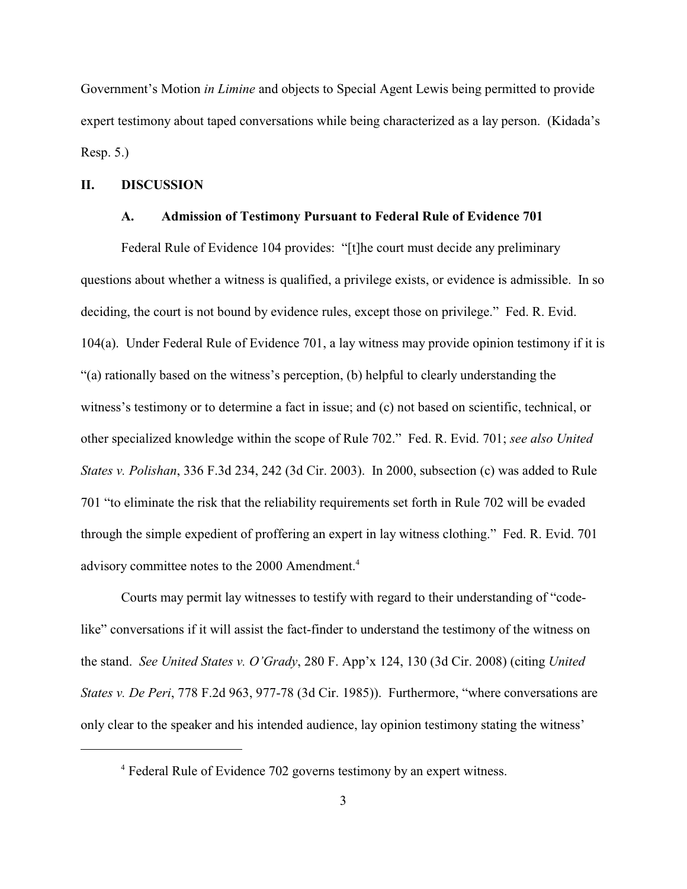Government's Motion *in Limine* and objects to Special Agent Lewis being permitted to provide expert testimony about taped conversations while being characterized as a lay person. (Kidada's Resp. 5.)

## II. DISCUSSION

### A. Admission of Testimony Pursuant to Federal Rule of Evidence 701

Federal Rule of Evidence 104 provides: "[t]he court must decide any preliminary questions about whether a witness is qualified, a privilege exists, or evidence is admissible. In so deciding, the court is not bound by evidence rules, except those on privilege." Fed. R. Evid. 104(a). Under Federal Rule of Evidence 701, a lay witness may provide opinion testimony if it is "(a) rationally based on the witness's perception, (b) helpful to clearly understanding the witness's testimony or to determine a fact in issue; and (c) not based on scientific, technical, or other specialized knowledge within the scope of Rule 702." Fed. R. Evid. 701; *see also United States v. Polishan*, 336 F.3d 234, 242 (3d Cir. 2003). In 2000, subsection (c) was added to Rule 701 "to eliminate the risk that the reliability requirements set forth in Rule 702 will be evaded through the simple expedient of proffering an expert in lay witness clothing." Fed. R. Evid. 701 advisory committee notes to the 2000 Amendment.[4]

Courts may permit lay witnesses to testify with regard to their understanding of "code-like" conversations if it will assist the fact-finder to understand the testimony of the witness on the stand. *See United States v. O'Grady*, 280 F. App'x 124, 130 (3d Cir. 2008) (citing *United States v. De Peri*, 778 F.2d 963, 977-78 (3d Cir. 1985)). Furthermore, "where conversations are only clear to the speaker and his intended audience, lay opinion testimony stating the witness'

[4] Federal Rule of Evidence 702 governs testimony by an expert witness.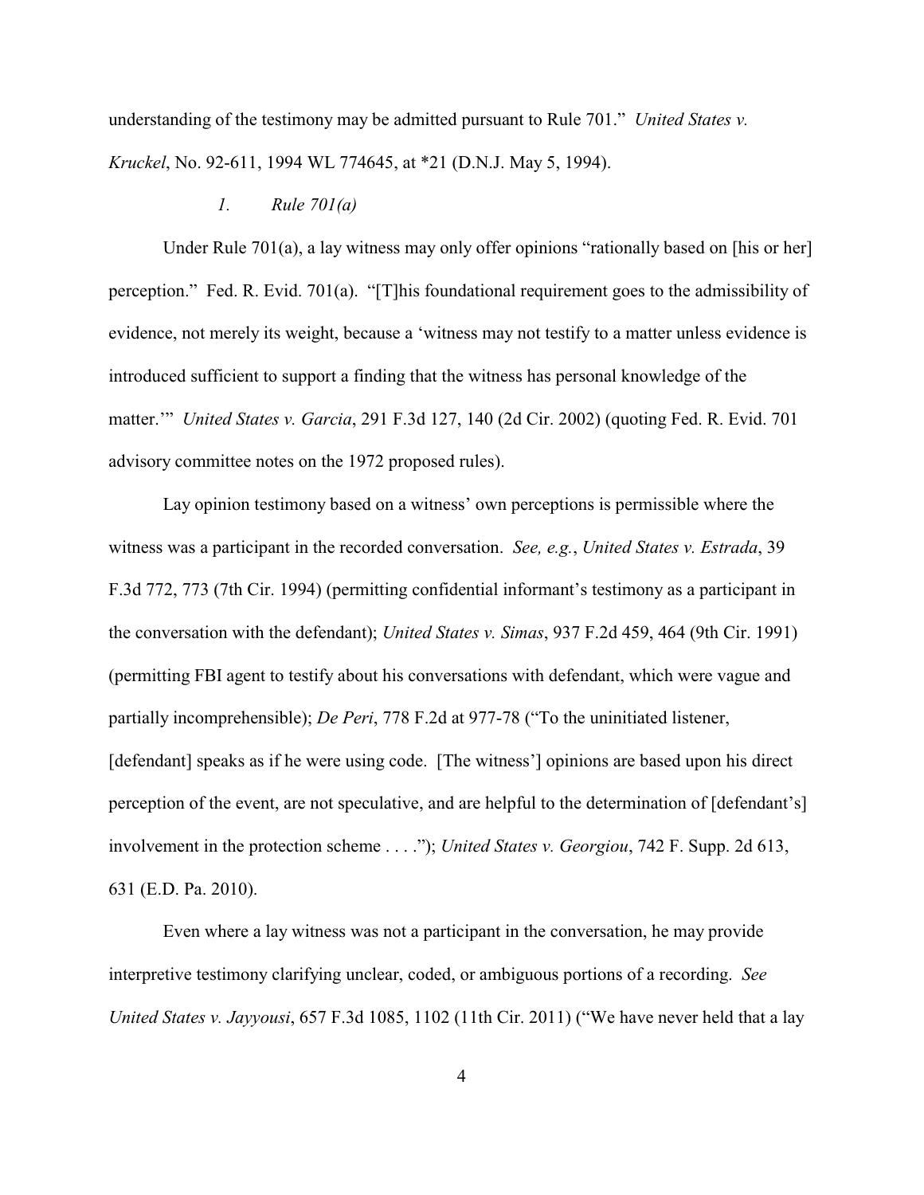understanding of the testimony may be admitted pursuant to Rule 701." *United States v. Kruckel*, No. 92-611, 1994 WL 774645, at *21 (D.N.J. May 5, 1994).

### *1. Rule 701(a)*

Under Rule 701(a), a lay witness may only offer opinions "rationally based on [his or her] perception." Fed. R. Evid. 701(a). "[T]his foundational requirement goes to the admissibility of evidence, not merely its weight, because a 'witness may not testify to a matter unless evidence is introduced sufficient to support a finding that the witness has personal knowledge of the matter.'" *United States v. Garcia*, 291 F.3d 127, 140 (2d Cir. 2002) (quoting Fed. R. Evid. 701 advisory committee notes on the 1972 proposed rules).

Lay opinion testimony based on a witness' own perceptions is permissible where the witness was a participant in the recorded conversation. *See, e.g.*, *United States v. Estrada*, 39 F.3d 772, 773 (7th Cir. 1994) (permitting confidential informant's testimony as a participant in the conversation with the defendant); *United States v. Simas*, 937 F.2d 459, 464 (9th Cir. 1991) (permitting FBI agent to testify about his conversations with defendant, which were vague and partially incomprehensible); *De Peri*, 778 F.2d at 977-78 ("To the uninitiated listener, [defendant] speaks as if he were using code. [The witness'] opinions are based upon his direct perception of the event, are not speculative, and are helpful to the determination of [defendant's] involvement in the protection scheme . . . ."); *United States v. Georgiou*, 742 F. Supp. 2d 613, 631 (E.D. Pa. 2010).

Even where a lay witness was not a participant in the conversation, he may provide interpretive testimony clarifying unclear, coded, or ambiguous portions of a recording. *See United States v. Jayyousi*, 657 F.3d 1085, 1102 (11th Cir. 2011) ("We have never held that a lay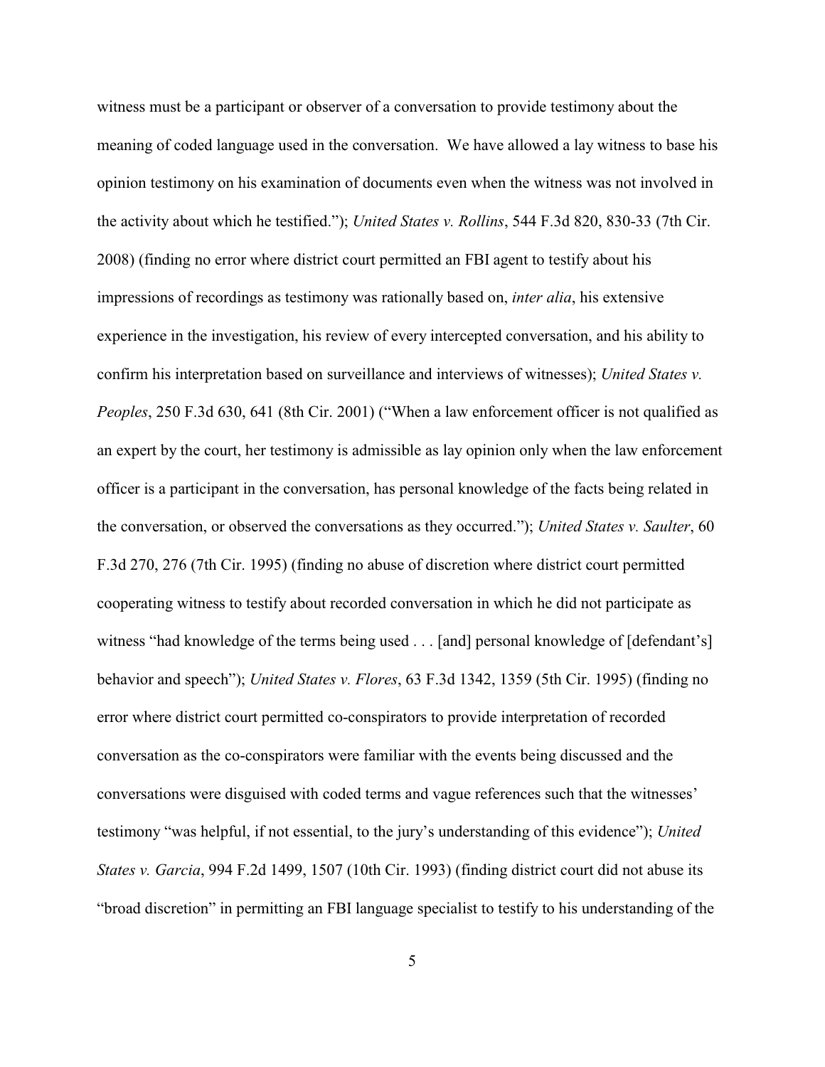witness must be a participant or observer of a conversation to provide testimony about the meaning of coded language used in the conversation. We have allowed a lay witness to base his opinion testimony on his examination of documents even when the witness was not involved in the activity about which he testified."); *United States v. Rollins*, 544 F.3d 820, 830-33 (7th Cir. 2008) (finding no error where district court permitted an FBI agent to testify about his impressions of recordings as testimony was rationally based on, *inter alia*, his extensive experience in the investigation, his review of every intercepted conversation, and his ability to confirm his interpretation based on surveillance and interviews of witnesses); *United States v. Peoples*, 250 F.3d 630, 641 (8th Cir. 2001) ("When a law enforcement officer is not qualified as an expert by the court, her testimony is admissible as lay opinion only when the law enforcement officer is a participant in the conversation, has personal knowledge of the facts being related in the conversation, or observed the conversations as they occurred."); *United States v. Saulter*, 60 F.3d 270, 276 (7th Cir. 1995) (finding no abuse of discretion where district court permitted cooperating witness to testify about recorded conversation in which he did not participate as witness "had knowledge of the terms being used . . . [and] personal knowledge of [defendant's] behavior and speech"); *United States v. Flores*, 63 F.3d 1342, 1359 (5th Cir. 1995) (finding no error where district court permitted co-conspirators to provide interpretation of recorded conversation as the co-conspirators were familiar with the events being discussed and the conversations were disguised with coded terms and vague references such that the witnesses' testimony "was helpful, if not essential, to the jury's understanding of this evidence"); *United States v. Garcia*, 994 F.2d 1499, 1507 (10th Cir. 1993) (finding district court did not abuse its "broad discretion" in permitting an FBI language specialist to testify to his understanding of the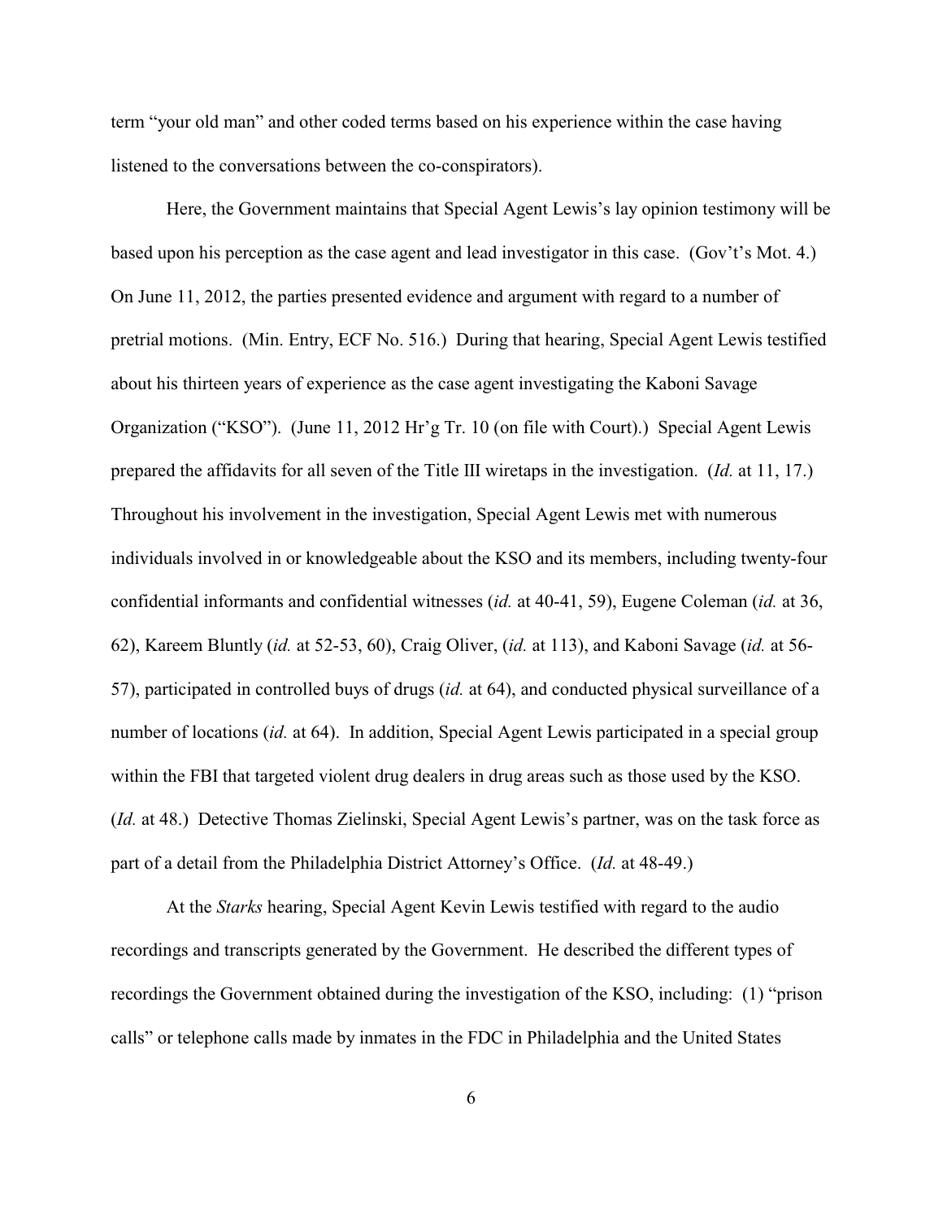term "your old man" and other coded terms based on his experience within the case having listened to the conversations between the co-conspirators).

Here, the Government maintains that Special Agent Lewis's lay opinion testimony will be based upon his perception as the case agent and lead investigator in this case. (Gov't's Mot. 4.) On June 11, 2012, the parties presented evidence and argument with regard to a number of pretrial motions. (Min. Entry, ECF No. 516.) During that hearing, Special Agent Lewis testified about his thirteen years of experience as the case agent investigating the Kaboni Savage Organization ("KSO"). (June 11, 2012 Hr'g Tr. 10 (on file with Court).) Special Agent Lewis prepared the affidavits for all seven of the Title III wiretaps in the investigation. (*Id.* at 11, 17.) Throughout his involvement in the investigation, Special Agent Lewis met with numerous individuals involved in or knowledgeable about the KSO and its members, including twenty-four confidential informants and confidential witnesses (*id.* at 40-41, 59), Eugene Coleman (*id.* at 36, 62), Kareem Bluntly (*id.* at 52-53, 60), Craig Oliver, (*id.* at 113), and Kaboni Savage (*id.* at 56-57), participated in controlled buys of drugs (*id.* at 64), and conducted physical surveillance of a number of locations (*id.* at 64). In addition, Special Agent Lewis participated in a special group within the FBI that targeted violent drug dealers in drug areas such as those used by the KSO. (*Id.* at 48.) Detective Thomas Zielinski, Special Agent Lewis's partner, was on the task force as part of a detail from the Philadelphia District Attorney's Office. (*Id.* at 48-49.)

At the *Starks* hearing, Special Agent Kevin Lewis testified with regard to the audio recordings and transcripts generated by the Government. He described the different types of recordings the Government obtained during the investigation of the KSO, including: (1) "prison calls" or telephone calls made by inmates in the FDC in Philadelphia and the United States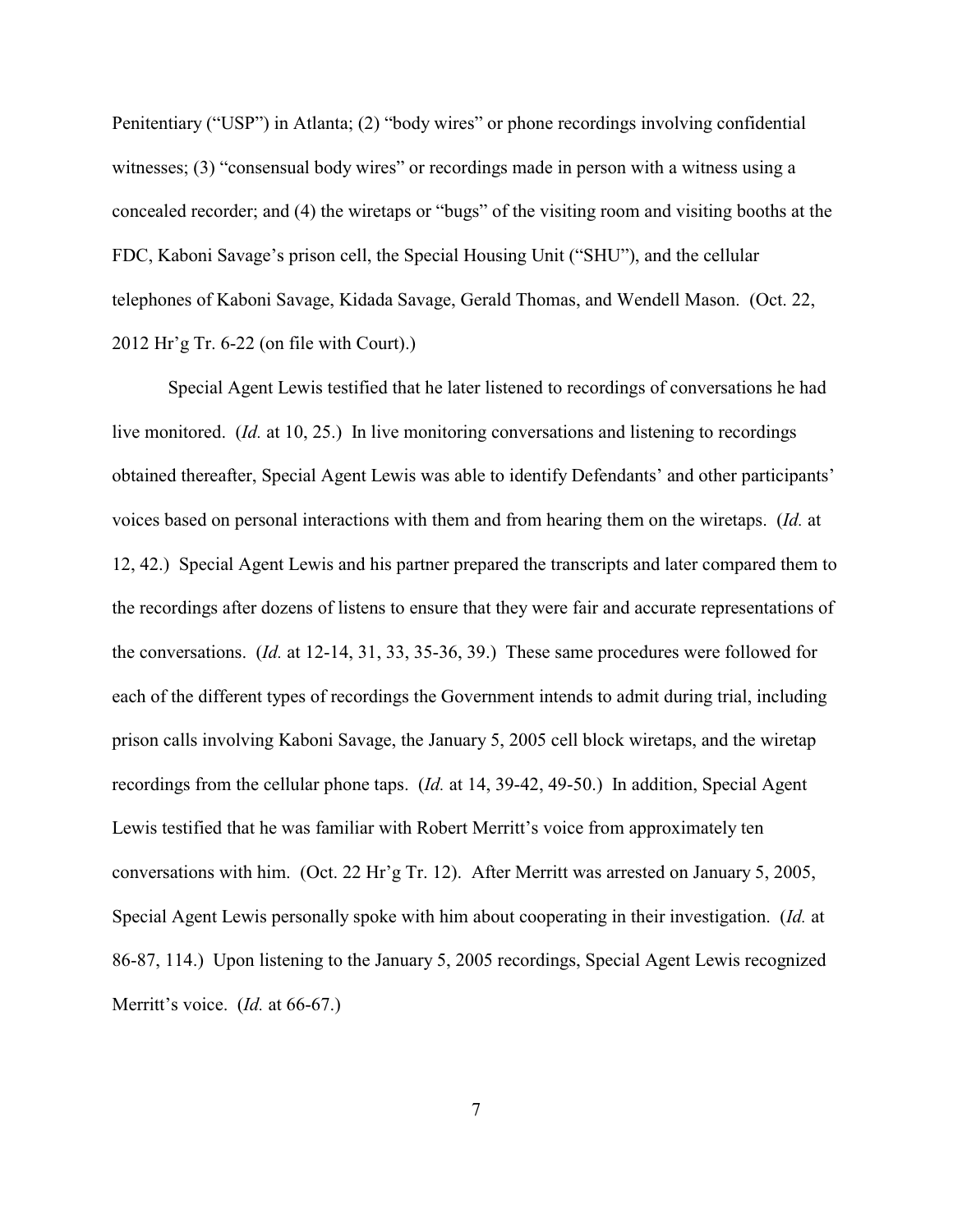Penitentiary ("USP") in Atlanta; (2) "body wires" or phone recordings involving confidential witnesses; (3) "consensual body wires" or recordings made in person with a witness using a concealed recorder; and (4) the wiretaps or "bugs" of the visiting room and visiting booths at the FDC, Kaboni Savage's prison cell, the Special Housing Unit ("SHU"), and the cellular telephones of Kaboni Savage, Kidada Savage, Gerald Thomas, and Wendell Mason. (Oct. 22, 2012 Hr'g Tr. 6-22 (on file with Court).)

Special Agent Lewis testified that he later listened to recordings of conversations he had live monitored. (*Id.* at 10, 25.) In live monitoring conversations and listening to recordings obtained thereafter, Special Agent Lewis was able to identify Defendants' and other participants' voices based on personal interactions with them and from hearing them on the wiretaps. (*Id.* at 12, 42.) Special Agent Lewis and his partner prepared the transcripts and later compared them to the recordings after dozens of listens to ensure that they were fair and accurate representations of the conversations. (*Id.* at 12-14, 31, 33, 35-36, 39.) These same procedures were followed for each of the different types of recordings the Government intends to admit during trial, including prison calls involving Kaboni Savage, the January 5, 2005 cell block wiretaps, and the wiretap recordings from the cellular phone taps. (*Id.* at 14, 39-42, 49-50.) In addition, Special Agent Lewis testified that he was familiar with Robert Merritt's voice from approximately ten conversations with him. (Oct. 22 Hr'g Tr. 12). After Merritt was arrested on January 5, 2005, Special Agent Lewis personally spoke with him about cooperating in their investigation. (*Id.* at 86-87, 114.) Upon listening to the January 5, 2005 recordings, Special Agent Lewis recognized Merritt's voice. (*Id.* at 66-67.)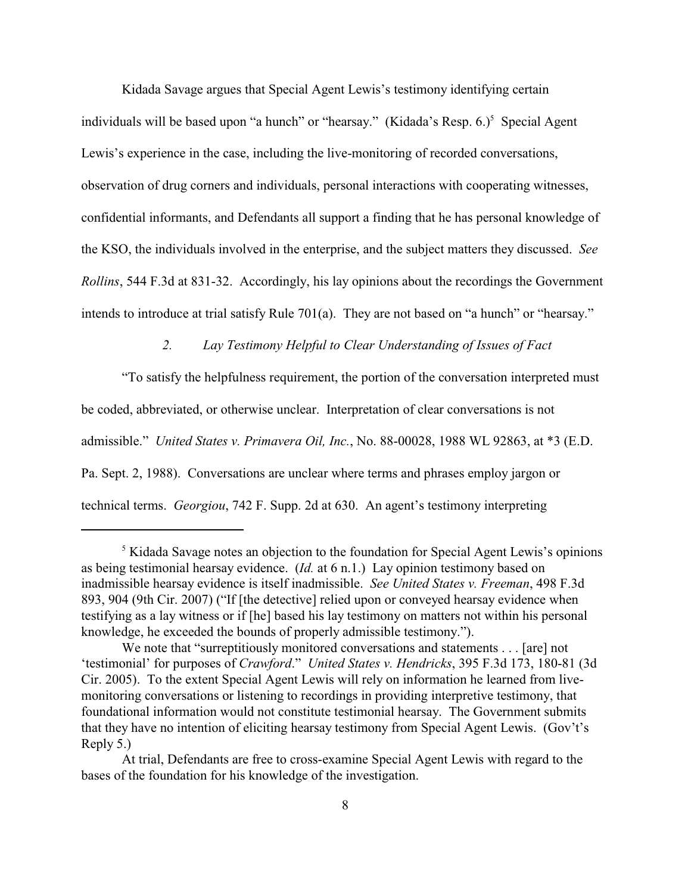Kidada Savage argues that Special Agent Lewis's testimony identifying certain individuals will be based upon "a hunch" or "hearsay." (Kidada's Resp. 6.)[5] Special Agent Lewis's experience in the case, including the live-monitoring of recorded conversations, observation of drug corners and individuals, personal interactions with cooperating witnesses, confidential informants, and Defendants all support a finding that he has personal knowledge of the KSO, the individuals involved in the enterprise, and the subject matters they discussed. *See Rollins*, 544 F.3d at 831-32. Accordingly, his lay opinions about the recordings the Government intends to introduce at trial satisfy Rule 701(a). They are not based on "a hunch" or "hearsay."

*2. Lay Testimony Helpful to Clear Understanding of Issues of Fact*

"To satisfy the helpfulness requirement, the portion of the conversation interpreted must be coded, abbreviated, or otherwise unclear. Interpretation of clear conversations is not admissible." *United States v. Primavera Oil, Inc.*, No. 88-00028, 1988 WL 92863, at *3 (E.D. Pa. Sept. 2, 1988). Conversations are unclear where terms and phrases employ jargon or technical terms. *Georgiou*, 742 F. Supp. 2d at 630. An agent's testimony interpreting

---

[5] Kidada Savage notes an objection to the foundation for Special Agent Lewis's opinions as being testimonial hearsay evidence. (*Id.* at 6 n.1.) Lay opinion testimony based on inadmissible hearsay evidence is itself inadmissible. *See United States v. Freeman*, 498 F.3d 893, 904 (9th Cir. 2007) ("If [the detective] relied upon or conveyed hearsay evidence when testifying as a lay witness or if [he] based his lay testimony on matters not within his personal knowledge, he exceeded the bounds of properly admissible testimony.").

We note that "surreptitiously monitored conversations and statements . . . [are] not 'testimonial' for purposes of *Crawford*." *United States v. Hendricks*, 395 F.3d 173, 180-81 (3d Cir. 2005). To the extent Special Agent Lewis will rely on information he learned from live-monitoring conversations or listening to recordings in providing interpretive testimony, that foundational information would not constitute testimonial hearsay. The Government submits that they have no intention of eliciting hearsay testimony from Special Agent Lewis. (Gov't's Reply 5.)

At trial, Defendants are free to cross-examine Special Agent Lewis with regard to the bases of the foundation for his knowledge of the investigation.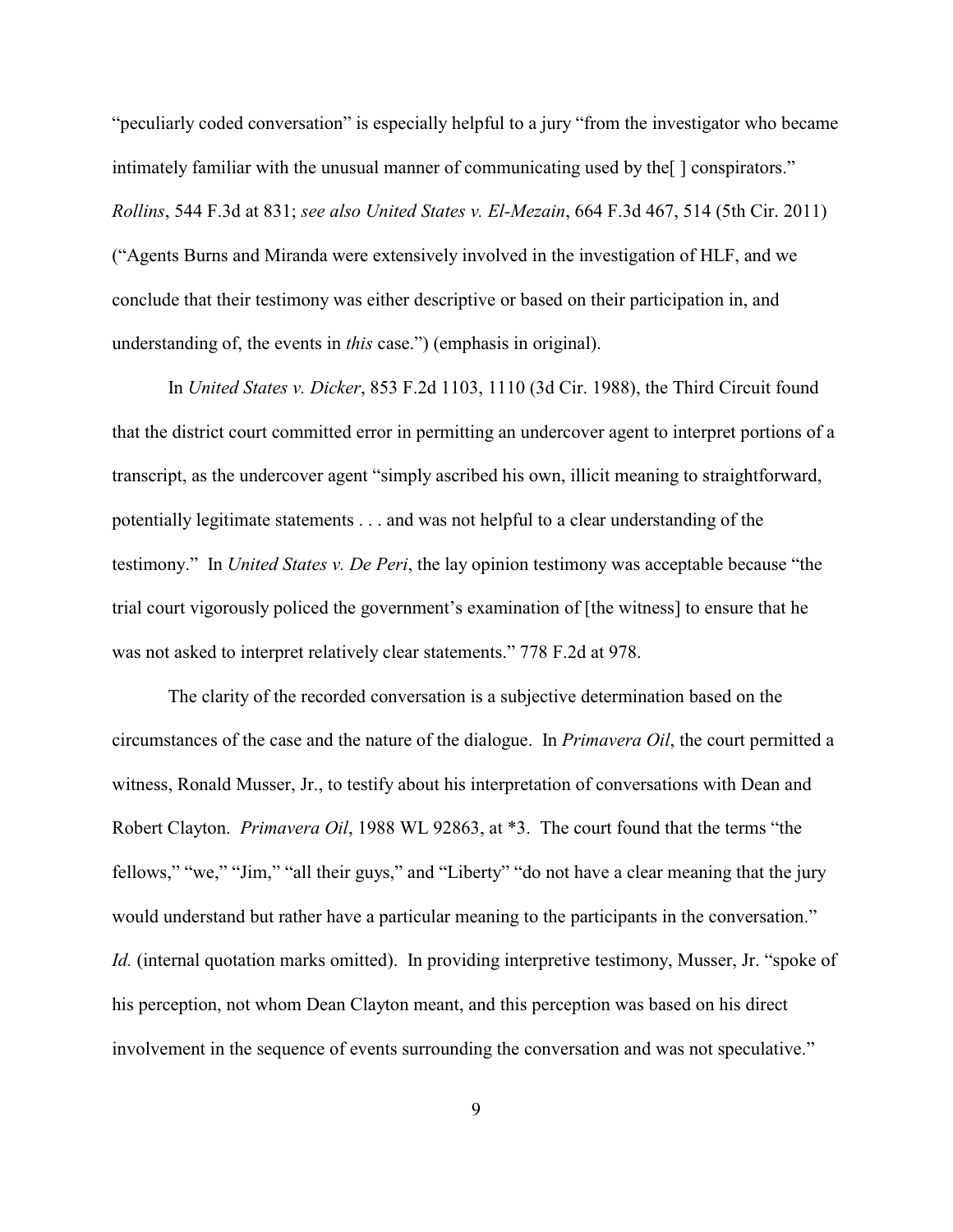"peculiarly coded conversation" is especially helpful to a jury "from the investigator who became intimately familiar with the unusual manner of communicating used by the[ ] conspirators." *Rollins*, 544 F.3d at 831; *see also United States v. El-Mezain*, 664 F.3d 467, 514 (5th Cir. 2011) ("Agents Burns and Miranda were extensively involved in the investigation of HLF, and we conclude that their testimony was either descriptive or based on their participation in, and understanding of, the events in *this* case.") (emphasis in original).

In *United States v. Dicker*, 853 F.2d 1103, 1110 (3d Cir. 1988), the Third Circuit found that the district court committed error in permitting an undercover agent to interpret portions of a transcript, as the undercover agent "simply ascribed his own, illicit meaning to straightforward, potentially legitimate statements . . . and was not helpful to a clear understanding of the testimony." In *United States v. De Peri*, the lay opinion testimony was acceptable because "the trial court vigorously policed the government's examination of [the witness] to ensure that he was not asked to interpret relatively clear statements." 778 F.2d at 978.

The clarity of the recorded conversation is a subjective determination based on the circumstances of the case and the nature of the dialogue. In *Primavera Oil*, the court permitted a witness, Ronald Musser, Jr., to testify about his interpretation of conversations with Dean and Robert Clayton. *Primavera Oil*, 1988 WL 92863, at *3. The court found that the terms "the fellows," "we," "Jim," "all their guys," and "Liberty" "do not have a clear meaning that the jury would understand but rather have a particular meaning to the participants in the conversation." *Id.* (internal quotation marks omitted). In providing interpretive testimony, Musser, Jr. "spoke of his perception, not whom Dean Clayton meant, and this perception was based on his direct involvement in the sequence of events surrounding the conversation and was not speculative."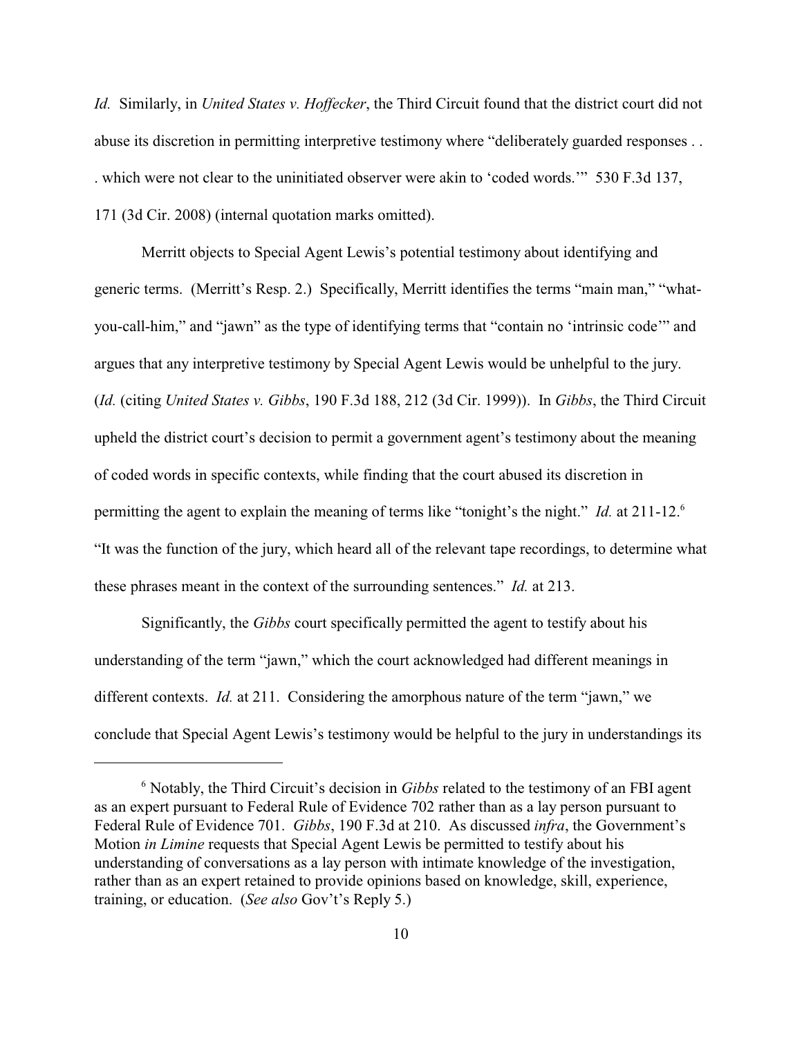*Id.* Similarly, in *United States v. Hoffecker*, the Third Circuit found that the district court did not abuse its discretion in permitting interpretive testimony where "deliberately guarded responses . . . which were not clear to the uninitiated observer were akin to 'coded words.'" 530 F.3d 137, 171 (3d Cir. 2008) (internal quotation marks omitted).

Merritt objects to Special Agent Lewis's potential testimony about identifying and generic terms. (Merritt's Resp. 2.) Specifically, Merritt identifies the terms "main man," "what-you-call-him," and "jawn" as the type of identifying terms that "contain no 'intrinsic code'" and argues that any interpretive testimony by Special Agent Lewis would be unhelpful to the jury. (*Id.* (citing *United States v. Gibbs*, 190 F.3d 188, 212 (3d Cir. 1999)). In *Gibbs*, the Third Circuit upheld the district court's decision to permit a government agent's testimony about the meaning of coded words in specific contexts, while finding that the court abused its discretion in permitting the agent to explain the meaning of terms like "tonight's the night." *Id.* at 211-12.[6] "It was the function of the jury, which heard all of the relevant tape recordings, to determine what these phrases meant in the context of the surrounding sentences." *Id.* at 213.

Significantly, the *Gibbs* court specifically permitted the agent to testify about his understanding of the term "jawn," which the court acknowledged had different meanings in different contexts. *Id.* at 211. Considering the amorphous nature of the term "jawn," we conclude that Special Agent Lewis's testimony would be helpful to the jury in understandings its

---

[6] Notably, the Third Circuit's decision in *Gibbs* related to the testimony of an FBI agent as an expert pursuant to Federal Rule of Evidence 702 rather than as a lay person pursuant to Federal Rule of Evidence 701. *Gibbs*, 190 F.3d at 210. As discussed *infra*, the Government's Motion *in Limine* requests that Special Agent Lewis be permitted to testify about his understanding of conversations as a lay person with intimate knowledge of the investigation, rather than as an expert retained to provide opinions based on knowledge, skill, experience, training, or education. (*See also* Gov't's Reply 5.)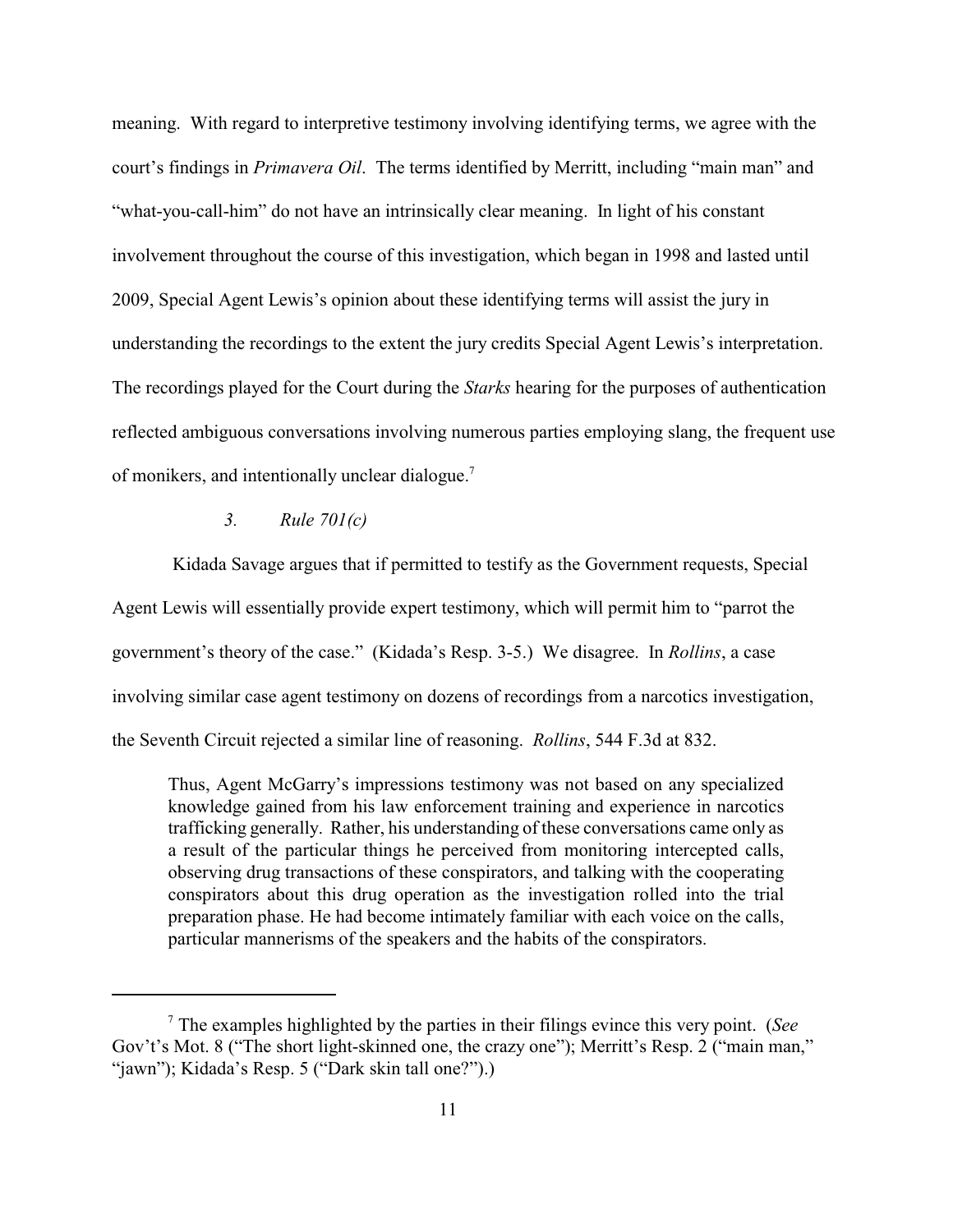meaning. With regard to interpretive testimony involving identifying terms, we agree with the court's findings in *Primavera Oil*. The terms identified by Merritt, including "main man" and "what-you-call-him" do not have an intrinsically clear meaning. In light of his constant involvement throughout the course of this investigation, which began in 1998 and lasted until 2009, Special Agent Lewis's opinion about these identifying terms will assist the jury in understanding the recordings to the extent the jury credits Special Agent Lewis's interpretation. The recordings played for the Court during the *Starks* hearing for the purposes of authentication reflected ambiguous conversations involving numerous parties employing slang, the frequent use of monikers, and intentionally unclear dialogue.[7]

### *3. Rule 701(c)*

Kidada Savage argues that if permitted to testify as the Government requests, Special Agent Lewis will essentially provide expert testimony, which will permit him to "parrot the government's theory of the case." (Kidada's Resp. 3-5.) We disagree. In *Rollins*, a case involving similar case agent testimony on dozens of recordings from a narcotics investigation, the Seventh Circuit rejected a similar line of reasoning. *Rollins*, 544 F.3d at 832.

> Thus, Agent McGarry's impressions testimony was not based on any specialized knowledge gained from his law enforcement training and experience in narcotics trafficking generally. Rather, his understanding of these conversations came only as a result of the particular things he perceived from monitoring intercepted calls, observing drug transactions of these conspirators, and talking with the cooperating conspirators about this drug operation as the investigation rolled into the trial preparation phase. He had become intimately familiar with each voice on the calls, particular mannerisms of the speakers and the habits of the conspirators.

---

[7] The examples highlighted by the parties in their filings evince this very point. (*See* Gov't's Mot. 8 ("The short light-skinned one, the crazy one"); Merritt's Resp. 2 ("main man," "jawn"); Kidada's Resp. 5 ("Dark skin tall one?").)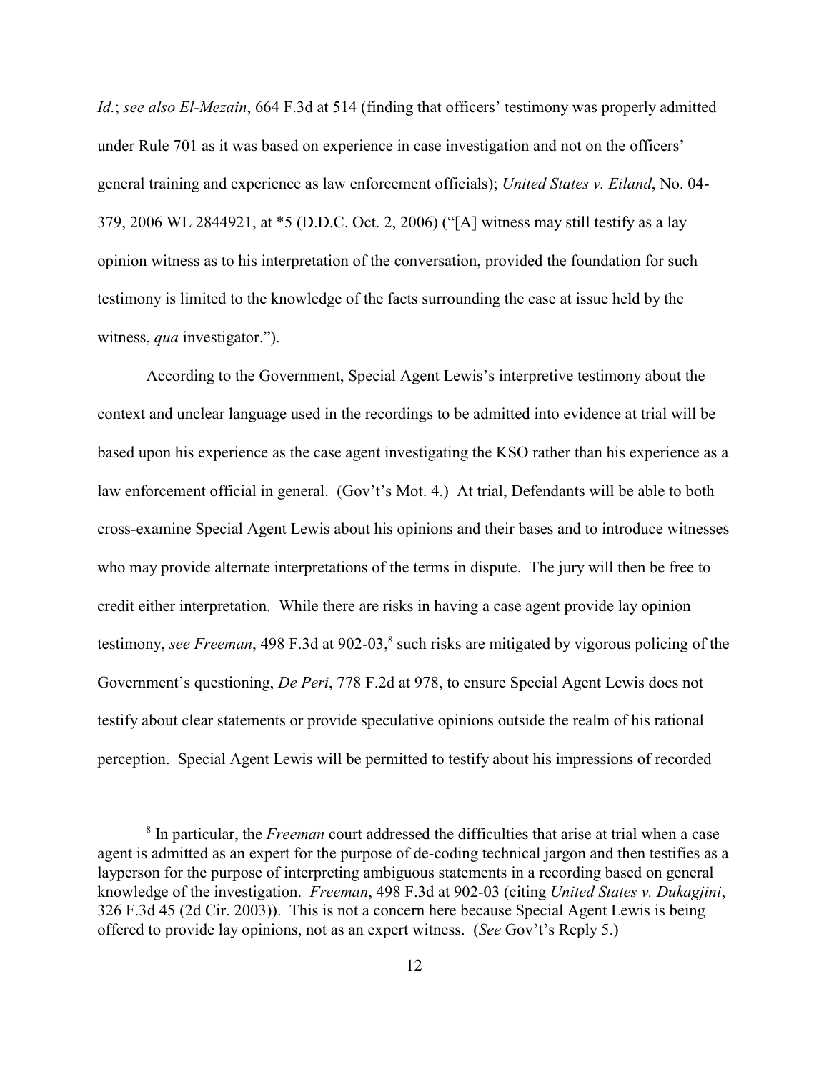*Id.*; *see also El-Mezain*, 664 F.3d at 514 (finding that officers' testimony was properly admitted under Rule 701 as it was based on experience in case investigation and not on the officers' general training and experience as law enforcement officials); *United States v. Eiland*, No. 04-379, 2006 WL 2844921, at *5 (D.D.C. Oct. 2, 2006) ("[A] witness may still testify as a lay opinion witness as to his interpretation of the conversation, provided the foundation for such testimony is limited to the knowledge of the facts surrounding the case at issue held by the witness, *qua* investigator.").

According to the Government, Special Agent Lewis's interpretive testimony about the context and unclear language used in the recordings to be admitted into evidence at trial will be based upon his experience as the case agent investigating the KSO rather than his experience as a law enforcement official in general. (Gov't's Mot. 4.) At trial, Defendants will be able to both cross-examine Special Agent Lewis about his opinions and their bases and to introduce witnesses who may provide alternate interpretations of the terms in dispute. The jury will then be free to credit either interpretation. While there are risks in having a case agent provide lay opinion testimony, *see Freeman*, 498 F.3d at 902-03,[8] such risks are mitigated by vigorous policing of the Government's questioning, *De Peri*, 778 F.2d at 978, to ensure Special Agent Lewis does not testify about clear statements or provide speculative opinions outside the realm of his rational perception. Special Agent Lewis will be permitted to testify about his impressions of recorded

[8] In particular, the *Freeman* court addressed the difficulties that arise at trial when a case agent is admitted as an expert for the purpose of de-coding technical jargon and then testifies as a layperson for the purpose of interpreting ambiguous statements in a recording based on general knowledge of the investigation. *Freeman*, 498 F.3d at 902-03 (citing *United States v. Dukagjini*, 326 F.3d 45 (2d Cir. 2003)). This is not a concern here because Special Agent Lewis is being offered to provide lay opinions, not as an expert witness. (*See* Gov't's Reply 5.)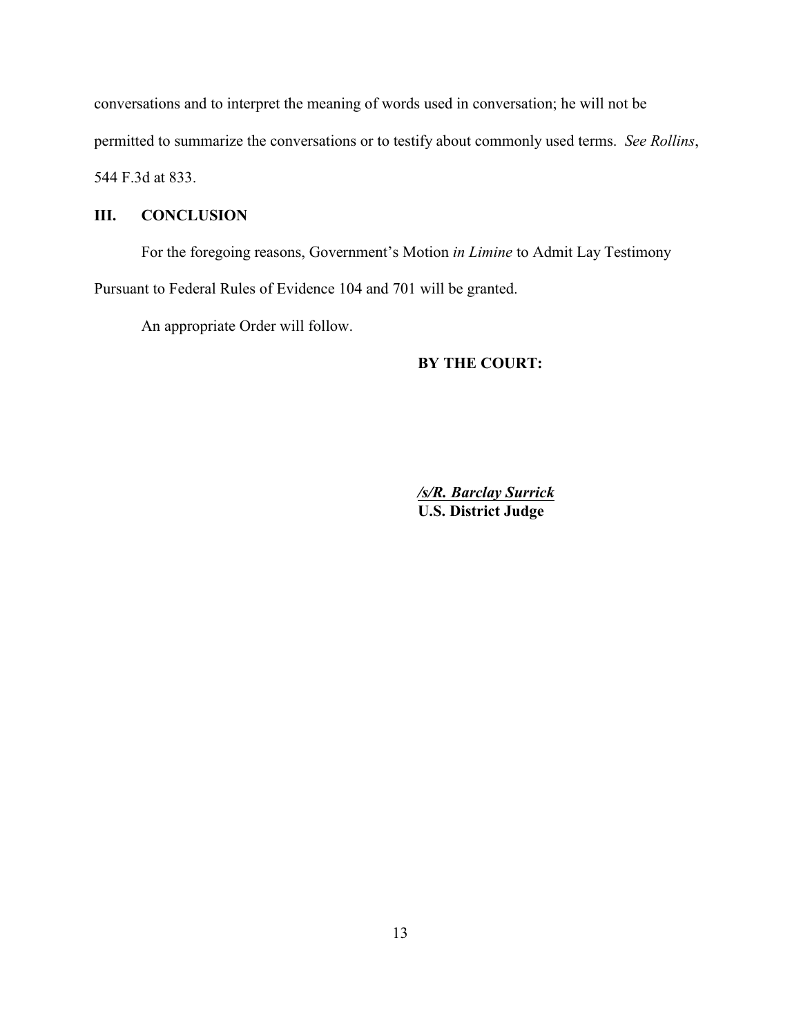conversations and to interpret the meaning of words used in conversation; he will not be permitted to summarize the conversations or to testify about commonly used terms. *See Rollins*, 544 F.3d at 833.

## III. CONCLUSION

For the foregoing reasons, Government's Motion *in Limine* to Admit Lay Testimony Pursuant to Federal Rules of Evidence 104 and 701 will be granted.

An appropriate Order will follow.

**BY THE COURT:**

***/s/R. Barclay Surrick***
**U.S. District Judge**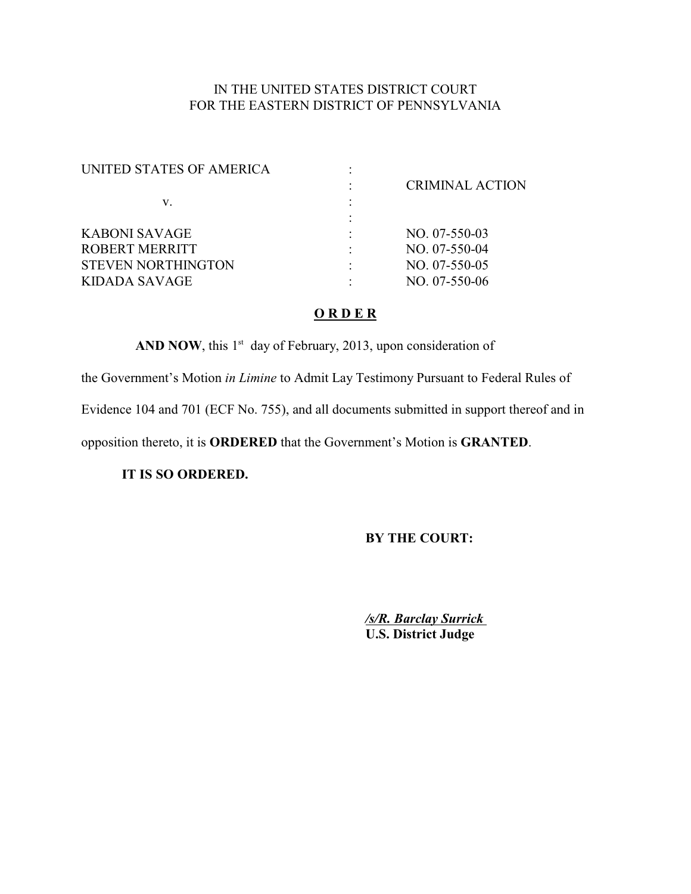IN THE UNITED STATES DISTRICT COURT
FOR THE EASTERN DISTRICT OF PENNSYLVANIA

| | | |
|---|---|---|
| UNITED STATES OF AMERICA | : | |
| | : | CRIMINAL ACTION |
| v. | : | |
| | : | |
| KABONI SAVAGE | : | NO. 07-550-03 |
| ROBERT MERRITT | : | NO. 07-550-04 |
| STEVEN NORTHINGTON | : | NO. 07-550-05 |
| KIDADA SAVAGE | : | NO. 07-550-06 |

## O R D E R

**AND NOW**, this 1st day of February, 2013, upon consideration of the Government's Motion *in Limine* to Admit Lay Testimony Pursuant to Federal Rules of Evidence 104 and 701 (ECF No. 755), and all documents submitted in support thereof and in opposition thereto, it is **ORDERED** that the Government's Motion is **GRANTED**.

**IT IS SO ORDERED.**

**BY THE COURT:**

***/s/R. Barclay Surrick***
**U.S. District Judge**